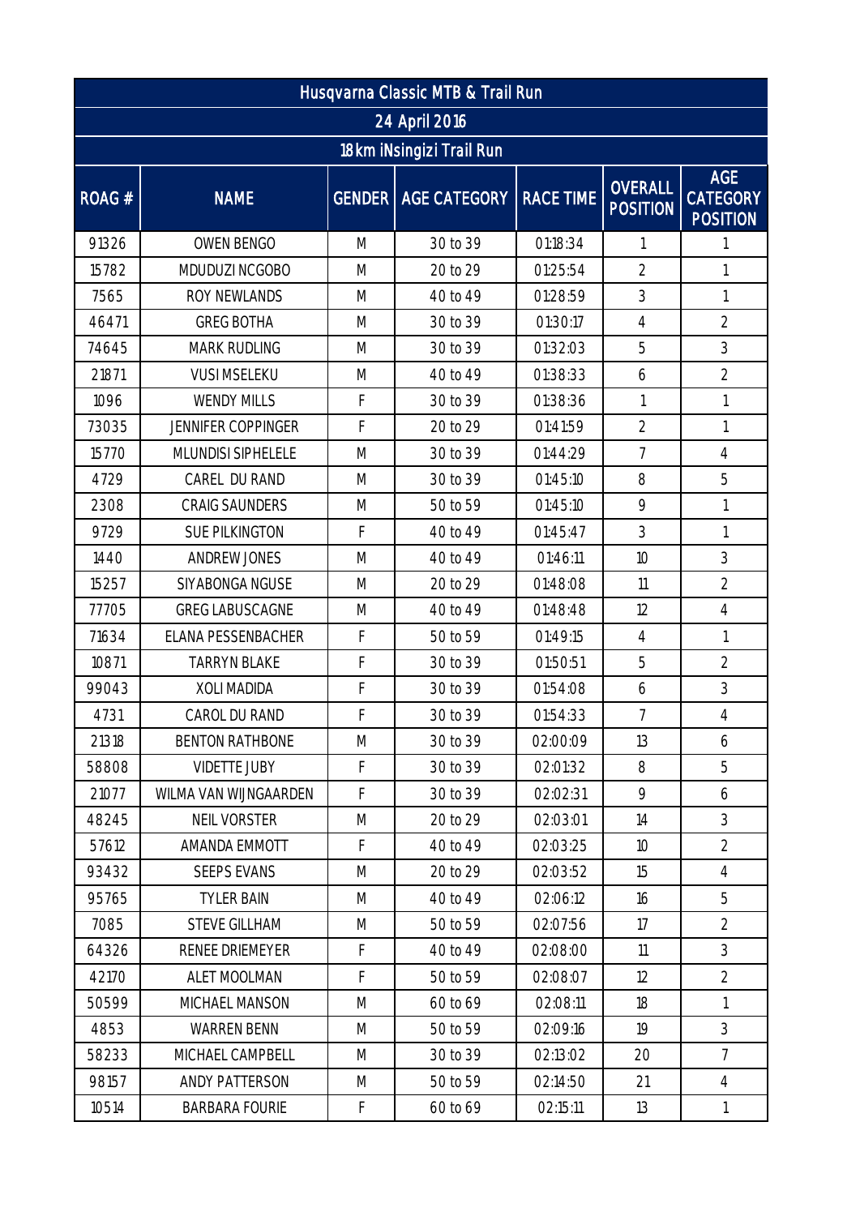| Husqvarna Classic MTB & Trail Run | | | | | | |
|---|---|---|---|---|---|---|
| 24 April 2016 | | | | | | |
| 18km iNsingizi Trail Run | | | | | | |
| ROAG # | NAME | GENDER | AGE CATEGORY | RACE TIME | OVERALL POSITION | AGE CATEGORY POSITION |
| 91326 | OWEN BENGO | M | 30 to 39 | 01:18:34 | 1 | 1 |
| 15782 | MDUDUZI NCGOBO | M | 20 to 29 | 01:25:54 | 2 | 1 |
| 7565 | ROY NEWLANDS | M | 40 to 49 | 01:28:59 | 3 | 1 |
| 46471 | GREG BOTHA | M | 30 to 39 | 01:30:17 | 4 | 2 |
| 74645 | MARK RUDLING | M | 30 to 39 | 01:32:03 | 5 | 3 |
| 21871 | VUSI MSELEKU | M | 40 to 49 | 01:38:33 | 6 | 2 |
| 1096 | WENDY MILLS | F | 30 to 39 | 01:38:36 | 1 | 1 |
| 73035 | JENNIFER COPPINGER | F | 20 to 29 | 01:41:59 | 2 | 1 |
| 15770 | MLUNDISI SIPHELELE | M | 30 to 39 | 01:44:29 | 7 | 4 |
| 4729 | CAREL DU RAND | M | 30 to 39 | 01:45:10 | 8 | 5 |
| 2308 | CRAIG SAUNDERS | M | 50 to 59 | 01:45:10 | 9 | 1 |
| 9729 | SUE PILKINGTON | F | 40 to 49 | 01:45:47 | 3 | 1 |
| 1440 | ANDREW JONES | M | 40 to 49 | 01:46:11 | 10 | 3 |
| 15257 | SIYABONGA NGUSE | M | 20 to 29 | 01:48:08 | 11 | 2 |
| 77705 | GREG LABUSCAGNE | M | 40 to 49 | 01:48:48 | 12 | 4 |
| 71634 | ELANA PESSENBACHER | F | 50 to 59 | 01:49:15 | 4 | 1 |
| 10871 | TARRYN BLAKE | F | 30 to 39 | 01:50:51 | 5 | 2 |
| 99043 | XOLI MADIDA | F | 30 to 39 | 01:54:08 | 6 | 3 |
| 4731 | CAROL DU RAND | F | 30 to 39 | 01:54:33 | 7 | 4 |
| 21318 | BENTON RATHBONE | M | 30 to 39 | 02:00:09 | 13 | 6 |
| 58808 | VIDETTE JUBY | F | 30 to 39 | 02:01:32 | 8 | 5 |
| 21077 | WILMA VAN WIJNGAARDEN | F | 30 to 39 | 02:02:31 | 9 | 6 |
| 48245 | NEIL VORSTER | M | 20 to 29 | 02:03:01 | 14 | 3 |
| 57612 | AMANDA EMMOTT | F | 40 to 49 | 02:03:25 | 10 | 2 |
| 93432 | SEEPS EVANS | M | 20 to 29 | 02:03:52 | 15 | 4 |
| 95765 | TYLER BAIN | M | 40 to 49 | 02:06:12 | 16 | 5 |
| 7085 | STEVE GILLHAM | M | 50 to 59 | 02:07:56 | 17 | 2 |
| 64326 | RENEE DRIEMEYER | F | 40 to 49 | 02:08:00 | 11 | 3 |
| 42170 | ALET MOOLMAN | F | 50 to 59 | 02:08:07 | 12 | 2 |
| 50599 | MICHAEL MANSON | M | 60 to 69 | 02:08:11 | 18 | 1 |
| 4853 | WARREN BENN | M | 50 to 59 | 02:09:16 | 19 | 3 |
| 58233 | MICHAEL CAMPBELL | M | 30 to 39 | 02:13:02 | 20 | 7 |
| 98157 | ANDY PATTERSON | M | 50 to 59 | 02:14:50 | 21 | 4 |
| 10514 | BARBARA FOURIE | F | 60 to 69 | 02:15:11 | 13 | 1 |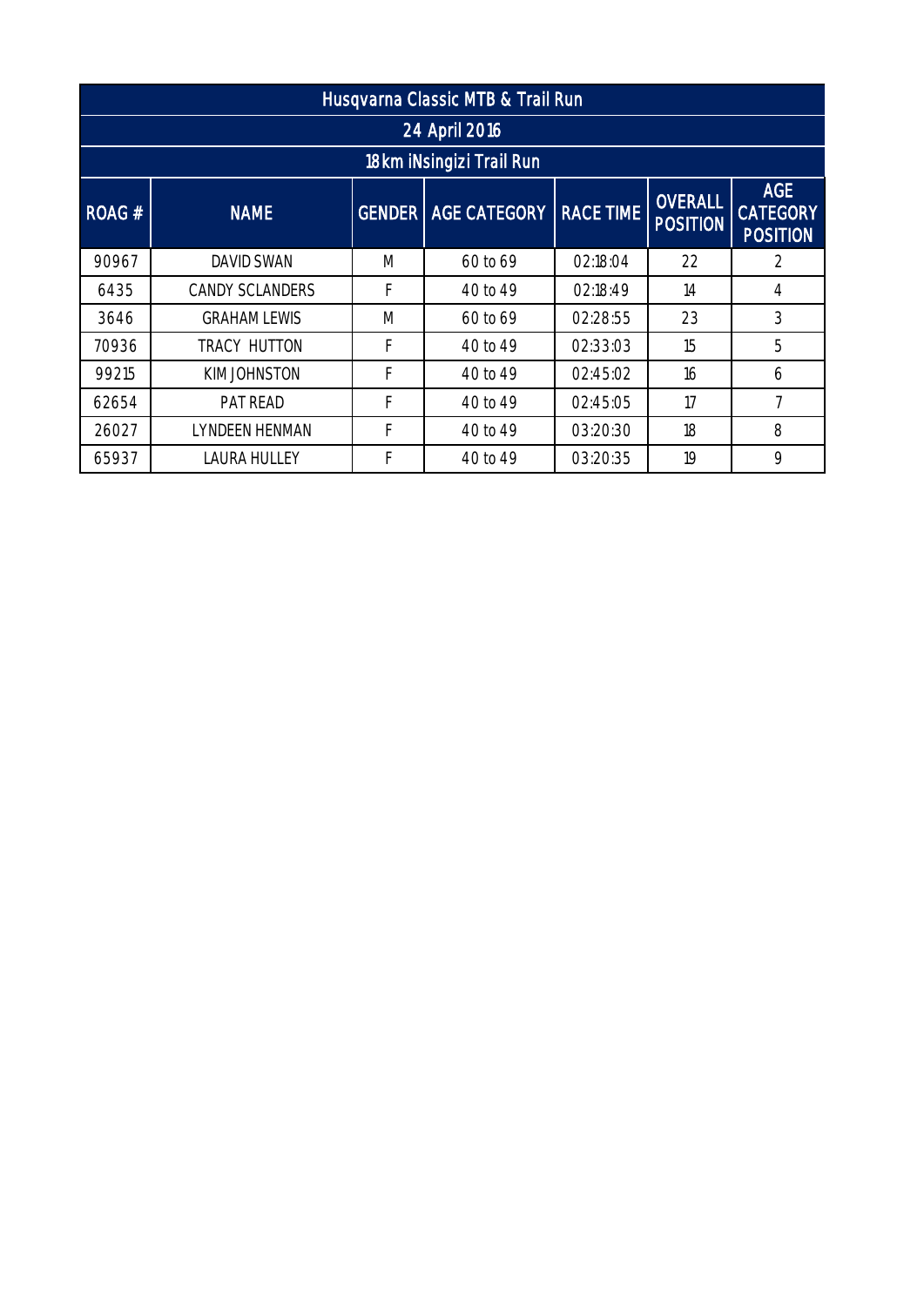| Husqvarna Classic MTB & Trail Run | | | | | | |
|---|---|---|---|---|---|---|
| 24 April 2016 | | | | | | |
| 18km iNsingizi Trail Run | | | | | | |
| ROAG # | NAME | GENDER | AGE CATEGORY | RACE TIME | OVERALL POSITION | AGE CATEGORY POSITION |
| 90967 | DAVID SWAN | M | 60 to 69 | 02:18:04 | 22 | 2 |
| 6435 | CANDY SCLANDERS | F | 40 to 49 | 02:18:49 | 14 | 4 |
| 3646 | GRAHAM LEWIS | M | 60 to 69 | 02:28:55 | 23 | 3 |
| 70936 | TRACY HUTTON | F | 40 to 49 | 02:33:03 | 15 | 5 |
| 99215 | KIM JOHNSTON | F | 40 to 49 | 02:45:02 | 16 | 6 |
| 62654 | PAT READ | F | 40 to 49 | 02:45:05 | 17 | 7 |
| 26027 | LYNDEEN HENMAN | F | 40 to 49 | 03:20:30 | 18 | 8 |
| 65937 | LAURA HULLEY | F | 40 to 49 | 03:20:35 | 19 | 9 |